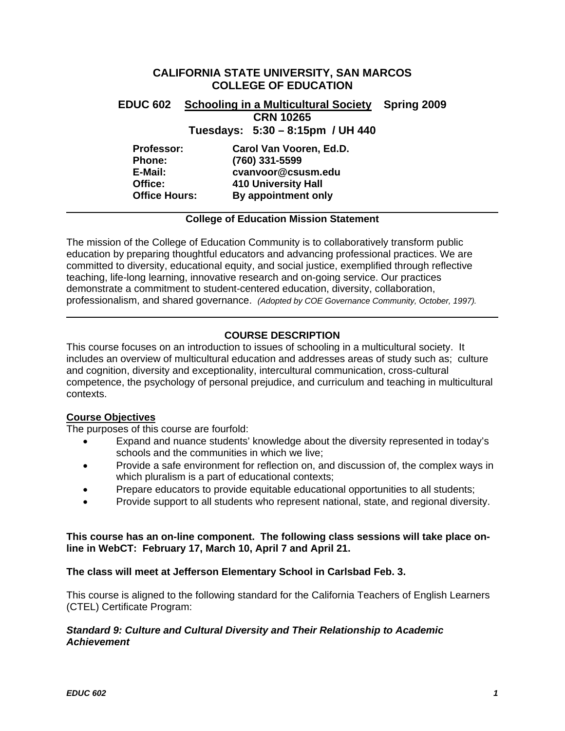# CALIFORNIA STATE UNIVERSITY, SAN MARCOS
# COLLEGE OF EDUCATION

## EDUC 602 Schooling in a Multicultural Society Spring 2009

**CRN 10265**

**Tuesdays: 5:30 – 8:15pm / UH 440**

**Professor:** Carol Van Vooren, Ed.D.
**Phone:** (760) 331-5599
**E-Mail:** cvanvoor@csusm.edu
**Office:** 410 University Hall
**Office Hours:** By appointment only

---

**College of Education Mission Statement**

The mission of the College of Education Community is to collaboratively transform public education by preparing thoughtful educators and advancing professional practices. We are committed to diversity, educational equity, and social justice, exemplified through reflective teaching, life-long learning, innovative research and on-going service. Our practices demonstrate a commitment to student-centered education, diversity, collaboration, professionalism, and shared governance. *(Adopted by COE Governance Community, October, 1997).*

---

## COURSE DESCRIPTION

This course focuses on an introduction to issues of schooling in a multicultural society. It includes an overview of multicultural education and addresses areas of study such as; culture and cognition, diversity and exceptionality, intercultural communication, cross-cultural competence, the psychology of personal prejudice, and curriculum and teaching in multicultural contexts.

### Course Objectives

The purposes of this course are fourfold:

- Expand and nuance students' knowledge about the diversity represented in today's schools and the communities in which we live;
- Provide a safe environment for reflection on, and discussion of, the complex ways in which pluralism is a part of educational contexts;
- Prepare educators to provide equitable educational opportunities to all students;
- Provide support to all students who represent national, state, and regional diversity.

**This course has an on-line component. The following class sessions will take place on-line in WebCT: February 17, March 10, April 7 and April 21.**

**The class will meet at Jefferson Elementary School in Carlsbad Feb. 3.**

This course is aligned to the following standard for the California Teachers of English Learners (CTEL) Certificate Program:

***Standard 9: Culture and Cultural Diversity and Their Relationship to Academic Achievement***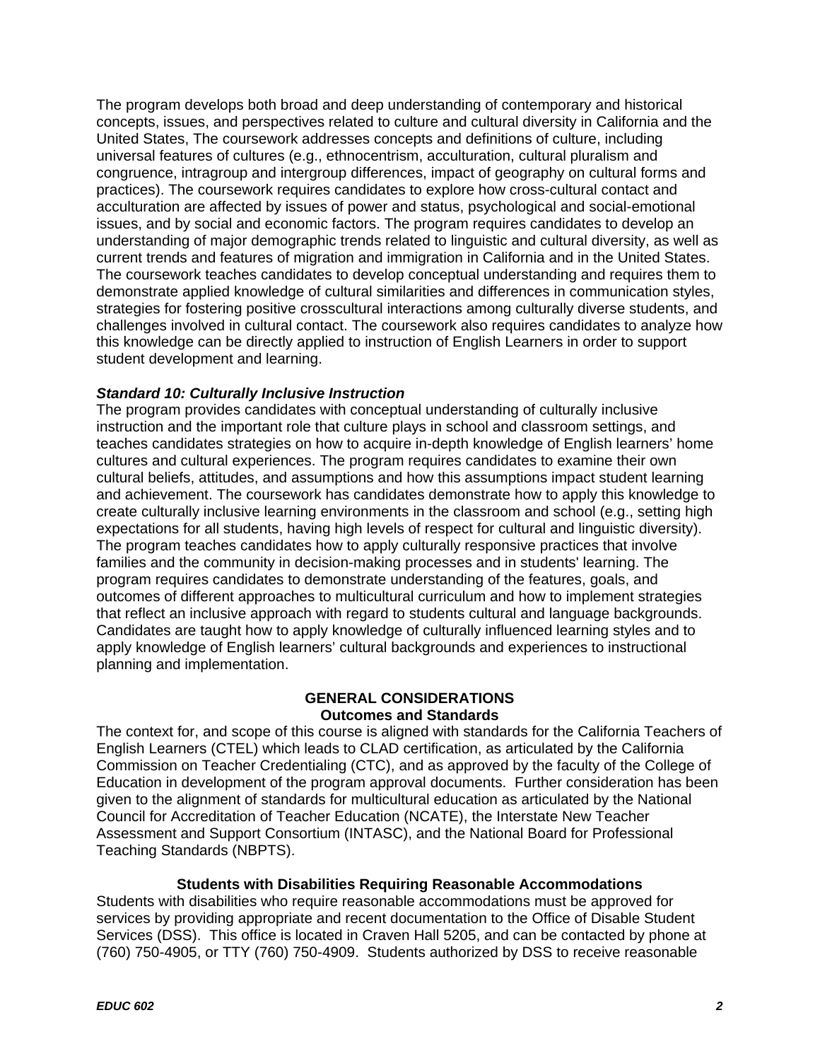The program develops both broad and deep understanding of contemporary and historical concepts, issues, and perspectives related to culture and cultural diversity in California and the United States, The coursework addresses concepts and definitions of culture, including universal features of cultures (e.g., ethnocentrism, acculturation, cultural pluralism and congruence, intragroup and intergroup differences, impact of geography on cultural forms and practices). The coursework requires candidates to explore how cross-cultural contact and acculturation are affected by issues of power and status, psychological and social-emotional issues, and by social and economic factors. The program requires candidates to develop an understanding of major demographic trends related to linguistic and cultural diversity, as well as current trends and features of migration and immigration in California and in the United States. The coursework teaches candidates to develop conceptual understanding and requires them to demonstrate applied knowledge of cultural similarities and differences in communication styles, strategies for fostering positive crosscultural interactions among culturally diverse students, and challenges involved in cultural contact. The coursework also requires candidates to analyze how this knowledge can be directly applied to instruction of English Learners in order to support student development and learning.

***Standard 10: Culturally Inclusive Instruction***

The program provides candidates with conceptual understanding of culturally inclusive instruction and the important role that culture plays in school and classroom settings, and teaches candidates strategies on how to acquire in-depth knowledge of English learners' home cultures and cultural experiences. The program requires candidates to examine their own cultural beliefs, attitudes, and assumptions and how this assumptions impact student learning and achievement. The coursework has candidates demonstrate how to apply this knowledge to create culturally inclusive learning environments in the classroom and school (e.g., setting high expectations for all students, having high levels of respect for cultural and linguistic diversity). The program teaches candidates how to apply culturally responsive practices that involve families and the community in decision-making processes and in students' learning. The program requires candidates to demonstrate understanding of the features, goals, and outcomes of different approaches to multicultural curriculum and how to implement strategies that reflect an inclusive approach with regard to students cultural and language backgrounds. Candidates are taught how to apply knowledge of culturally influenced learning styles and to apply knowledge of English learners' cultural backgrounds and experiences to instructional planning and implementation.

## GENERAL CONSIDERATIONS

### Outcomes and Standards

The context for, and scope of this course is aligned with standards for the California Teachers of English Learners (CTEL) which leads to CLAD certification, as articulated by the California Commission on Teacher Credentialing (CTC), and as approved by the faculty of the College of Education in development of the program approval documents. Further consideration has been given to the alignment of standards for multicultural education as articulated by the National Council for Accreditation of Teacher Education (NCATE), the Interstate New Teacher Assessment and Support Consortium (INTASC), and the National Board for Professional Teaching Standards (NBPTS).

### Students with Disabilities Requiring Reasonable Accommodations

Students with disabilities who require reasonable accommodations must be approved for services by providing appropriate and recent documentation to the Office of Disable Student Services (DSS). This office is located in Craven Hall 5205, and can be contacted by phone at (760) 750-4905, or TTY (760) 750-4909. Students authorized by DSS to receive reasonable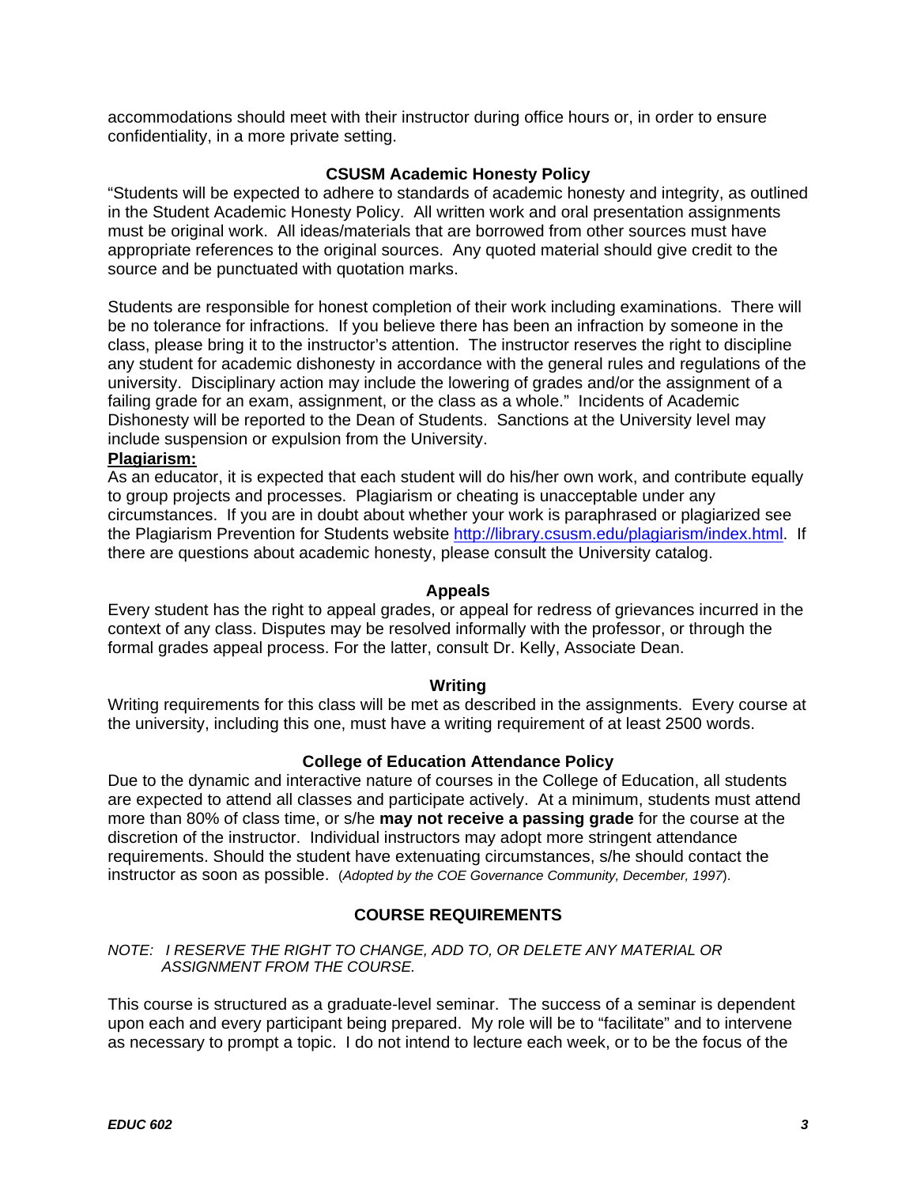accommodations should meet with their instructor during office hours or, in order to ensure confidentiality, in a more private setting.

### CSUSM Academic Honesty Policy

"Students will be expected to adhere to standards of academic honesty and integrity, as outlined in the Student Academic Honesty Policy. All written work and oral presentation assignments must be original work. All ideas/materials that are borrowed from other sources must have appropriate references to the original sources. Any quoted material should give credit to the source and be punctuated with quotation marks.

Students are responsible for honest completion of their work including examinations. There will be no tolerance for infractions. If you believe there has been an infraction by someone in the class, please bring it to the instructor's attention. The instructor reserves the right to discipline any student for academic dishonesty in accordance with the general rules and regulations of the university. Disciplinary action may include the lowering of grades and/or the assignment of a failing grade for an exam, assignment, or the class as a whole." Incidents of Academic Dishonesty will be reported to the Dean of Students. Sanctions at the University level may include suspension or expulsion from the University.

**Plagiarism:**

As an educator, it is expected that each student will do his/her own work, and contribute equally to group projects and processes. Plagiarism or cheating is unacceptable under any circumstances. If you are in doubt about whether your work is paraphrased or plagiarized see the Plagiarism Prevention for Students website http://library.csusm.edu/plagiarism/index.html. If there are questions about academic honesty, please consult the University catalog.

### Appeals

Every student has the right to appeal grades, or appeal for redress of grievances incurred in the context of any class. Disputes may be resolved informally with the professor, or through the formal grades appeal process. For the latter, consult Dr. Kelly, Associate Dean.

### Writing

Writing requirements for this class will be met as described in the assignments. Every course at the university, including this one, must have a writing requirement of at least 2500 words.

### College of Education Attendance Policy

Due to the dynamic and interactive nature of courses in the College of Education, all students are expected to attend all classes and participate actively. At a minimum, students must attend more than 80% of class time, or s/he **may not receive a passing grade** for the course at the discretion of the instructor. Individual instructors may adopt more stringent attendance requirements. Should the student have extenuating circumstances, s/he should contact the instructor as soon as possible. (*Adopted by the COE Governance Community, December, 1997*).

## COURSE REQUIREMENTS

*NOTE: I RESERVE THE RIGHT TO CHANGE, ADD TO, OR DELETE ANY MATERIAL OR ASSIGNMENT FROM THE COURSE.*

This course is structured as a graduate-level seminar. The success of a seminar is dependent upon each and every participant being prepared. My role will be to "facilitate" and to intervene as necessary to prompt a topic. I do not intend to lecture each week, or to be the focus of the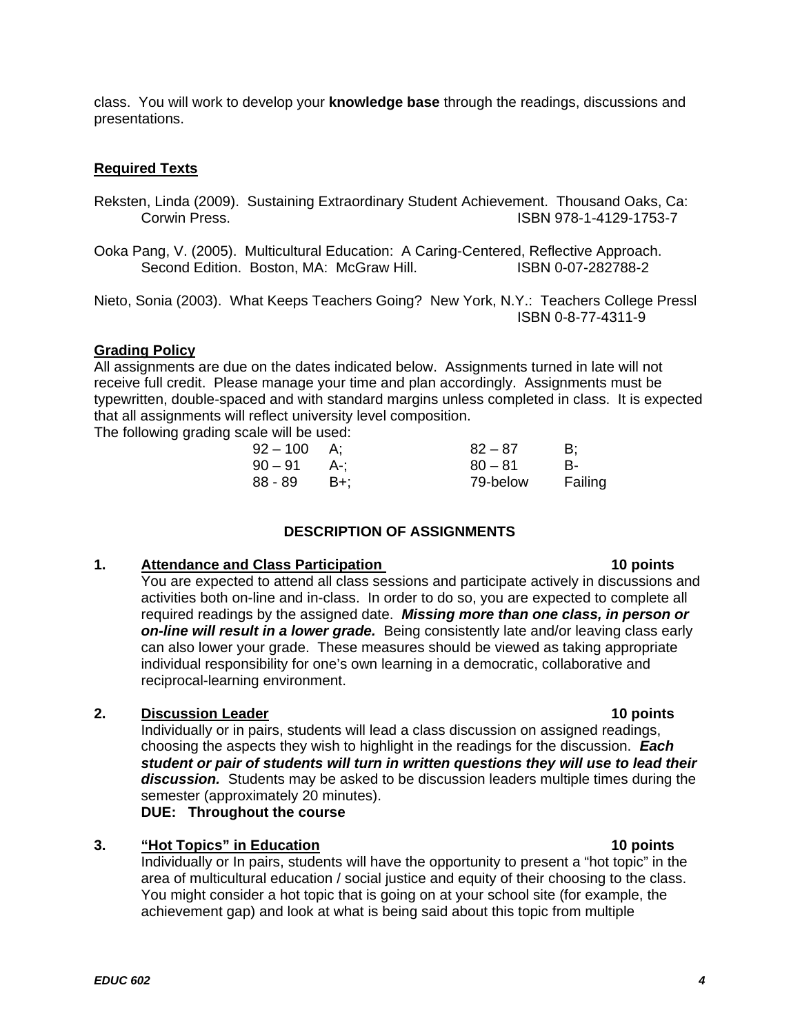class. You will work to develop your **knowledge base** through the readings, discussions and presentations.

## Required Texts

Reksten, Linda (2009). Sustaining Extraordinary Student Achievement. Thousand Oaks, Ca: Corwin Press. ISBN 978-1-4129-1753-7

Ooka Pang, V. (2005). Multicultural Education: A Caring-Centered, Reflective Approach. Second Edition. Boston, MA: McGraw Hill. ISBN 0-07-282788-2

Nieto, Sonia (2003). What Keeps Teachers Going? New York, N.Y.: Teachers College Pressl ISBN 0-8-77-4311-9

## Grading Policy

All assignments are due on the dates indicated below. Assignments turned in late will not receive full credit. Please manage your time and plan accordingly. Assignments must be typewritten, double-spaced and with standard margins unless completed in class. It is expected that all assignments will reflect university level composition.

The following grading scale will be used:

| | | | |
|---|---|---|---|
| 92 – 100 | A; | 82 – 87 | B; |
| 90 – 91 | A-; | 80 – 81 | B- |
| 88 - 89 | B+; | 79-below | Failing |

## DESCRIPTION OF ASSIGNMENTS

**1. Attendance and Class Participation — 10 points**

You are expected to attend all class sessions and participate actively in discussions and activities both on-line and in-class. In order to do so, you are expected to complete all required readings by the assigned date. ***Missing more than one class, in person or on-line will result in a lower grade.*** Being consistently late and/or leaving class early can also lower your grade. These measures should be viewed as taking appropriate individual responsibility for one's own learning in a democratic, collaborative and reciprocal-learning environment.

**2. Discussion Leader — 10 points**

Individually or in pairs, students will lead a class discussion on assigned readings, choosing the aspects they wish to highlight in the readings for the discussion. ***Each student or pair of students will turn in written questions they will use to lead their discussion.*** Students may be asked to be discussion leaders multiple times during the semester (approximately 20 minutes).

**DUE: Throughout the course**

**3. "Hot Topics" in Education — 10 points**

Individually or In pairs, students will have the opportunity to present a "hot topic" in the area of multicultural education / social justice and equity of their choosing to the class. You might consider a hot topic that is going on at your school site (for example, the achievement gap) and look at what is being said about this topic from multiple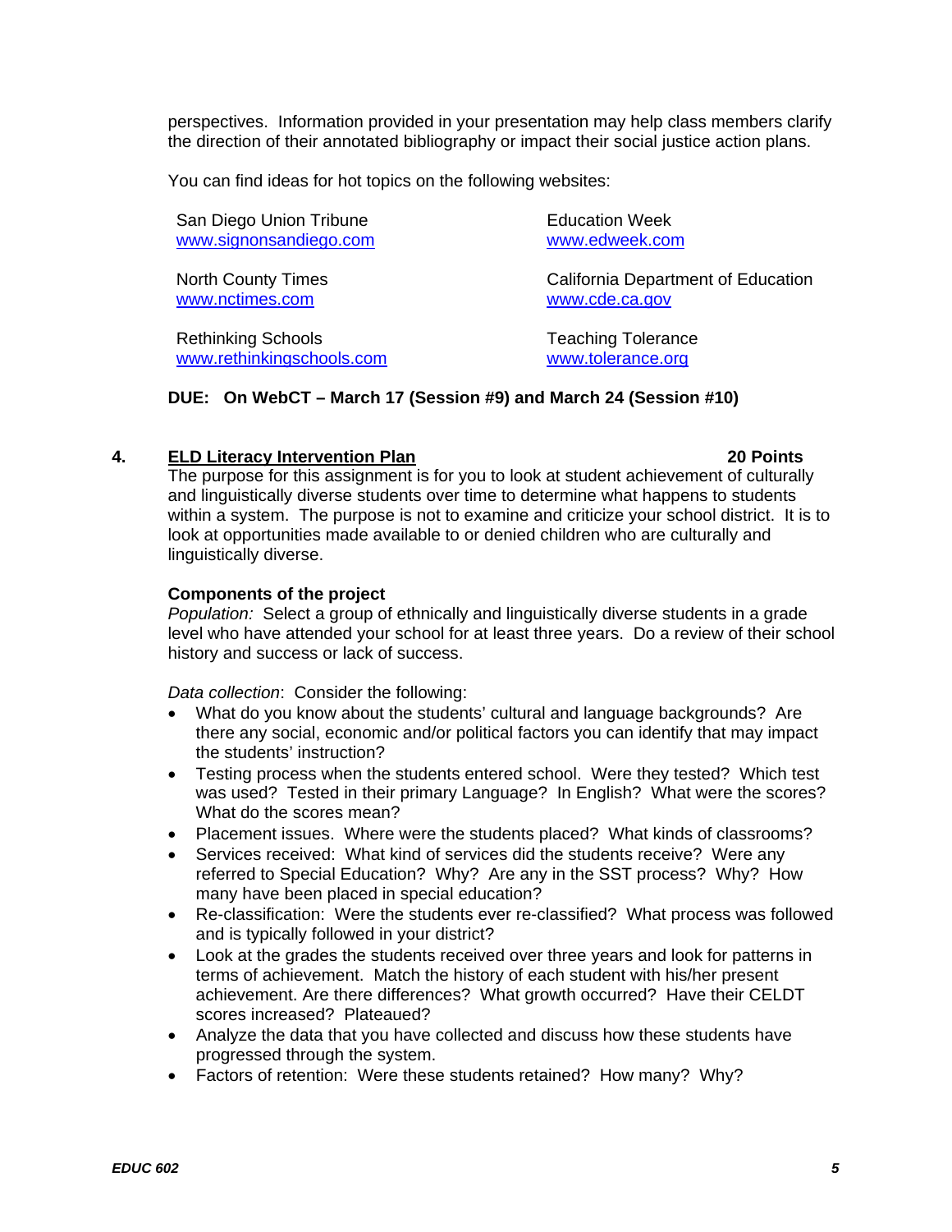perspectives. Information provided in your presentation may help class members clarify the direction of their annotated bibliography or impact their social justice action plans.

You can find ideas for hot topics on the following websites:

San Diego Union Tribune
www.signonsandiego.com

Education Week
www.edweek.com

North County Times
www.nctimes.com

California Department of Education
www.cde.ca.gov

Rethinking Schools
www.rethinkingschools.com

Teaching Tolerance
www.tolerance.org

**DUE: On WebCT – March 17 (Session #9) and March 24 (Session #10)**

## 4. ELD Literacy Intervention Plan — 20 Points

The purpose for this assignment is for you to look at student achievement of culturally and linguistically diverse students over time to determine what happens to students within a system. The purpose is not to examine and criticize your school district. It is to look at opportunities made available to or denied children who are culturally and linguistically diverse.

**Components of the project**

*Population:* Select a group of ethnically and linguistically diverse students in a grade level who have attended your school for at least three years. Do a review of their school history and success or lack of success.

*Data collection*: Consider the following:

- What do you know about the students' cultural and language backgrounds? Are there any social, economic and/or political factors you can identify that may impact the students' instruction?
- Testing process when the students entered school. Were they tested? Which test was used? Tested in their primary Language? In English? What were the scores? What do the scores mean?
- Placement issues. Where were the students placed? What kinds of classrooms?
- Services received: What kind of services did the students receive? Were any referred to Special Education? Why? Are any in the SST process? Why? How many have been placed in special education?
- Re-classification: Were the students ever re-classified? What process was followed and is typically followed in your district?
- Look at the grades the students received over three years and look for patterns in terms of achievement. Match the history of each student with his/her present achievement. Are there differences? What growth occurred? Have their CELDT scores increased? Plateaued?
- Analyze the data that you have collected and discuss how these students have progressed through the system.
- Factors of retention: Were these students retained? How many? Why?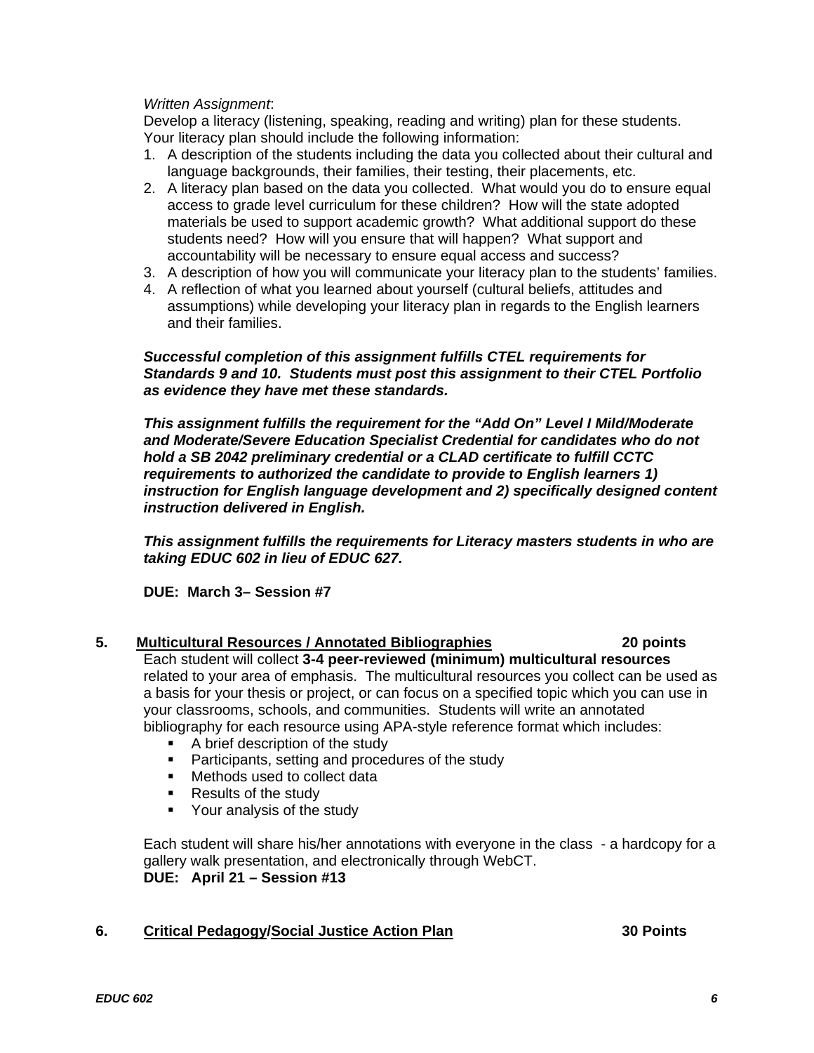*Written Assignment*:
Develop a literacy (listening, speaking, reading and writing) plan for these students. Your literacy plan should include the following information:

1. A description of the students including the data you collected about their cultural and language backgrounds, their families, their testing, their placements, etc.
2. A literacy plan based on the data you collected. What would you do to ensure equal access to grade level curriculum for these children? How will the state adopted materials be used to support academic growth? What additional support do these students need? How will you ensure that will happen? What support and accountability will be necessary to ensure equal access and success?
3. A description of how you will communicate your literacy plan to the students' families.
4. A reflection of what you learned about yourself (cultural beliefs, attitudes and assumptions) while developing your literacy plan in regards to the English learners and their families.

***Successful completion of this assignment fulfills CTEL requirements for Standards 9 and 10. Students must post this assignment to their CTEL Portfolio as evidence they have met these standards.***

***This assignment fulfills the requirement for the "Add On" Level I Mild/Moderate and Moderate/Severe Education Specialist Credential for candidates who do not hold a SB 2042 preliminary credential or a CLAD certificate to fulfill CCTC requirements to authorized the candidate to provide to English learners 1) instruction for English language development and 2) specifically designed content instruction delivered in English.***

***This assignment fulfills the requirements for Literacy masters students in who are taking EDUC 602 in lieu of EDUC 627.***

**DUE: March 3– Session #7**

**5. <u>Multicultural Resources / Annotated Bibliographies</u> 20 points**

Each student will collect **3-4 peer-reviewed (minimum) multicultural resources** related to your area of emphasis. The multicultural resources you collect can be used as a basis for your thesis or project, or can focus on a specified topic which you can use in your classrooms, schools, and communities. Students will write an annotated bibliography for each resource using APA-style reference format which includes:

- A brief description of the study
- Participants, setting and procedures of the study
- Methods used to collect data
- Results of the study
- Your analysis of the study

Each student will share his/her annotations with everyone in the class - a hardcopy for a gallery walk presentation, and electronically through WebCT.
**DUE: April 21 – Session #13**

**6. <u>Critical Pedagogy/Social Justice Action Plan</u> 30 Points**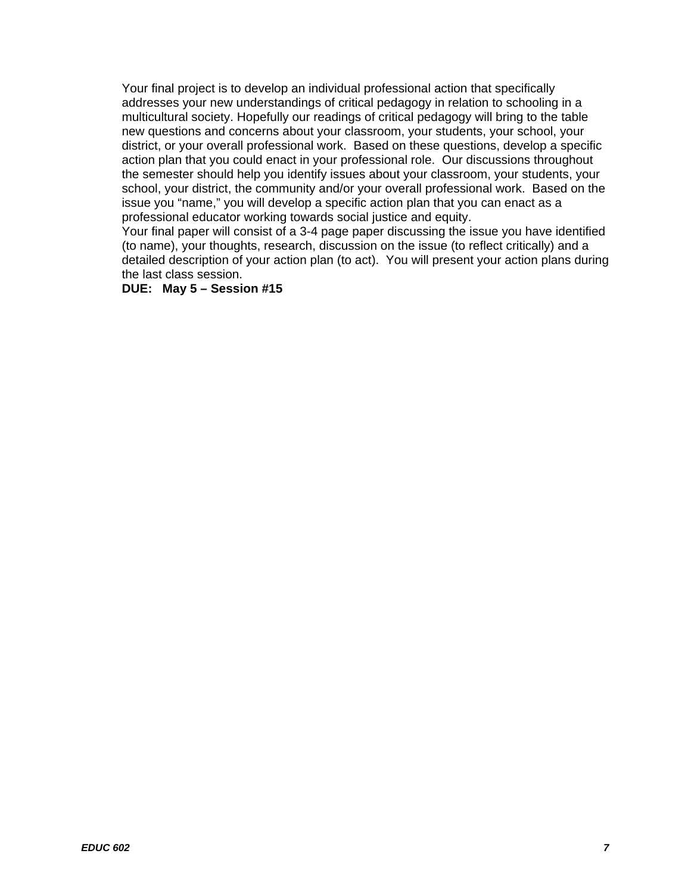Your final project is to develop an individual professional action that specifically addresses your new understandings of critical pedagogy in relation to schooling in a multicultural society. Hopefully our readings of critical pedagogy will bring to the table new questions and concerns about your classroom, your students, your school, your district, or your overall professional work. Based on these questions, develop a specific action plan that you could enact in your professional role. Our discussions throughout the semester should help you identify issues about your classroom, your students, your school, your district, the community and/or your overall professional work. Based on the issue you "name," you will develop a specific action plan that you can enact as a professional educator working towards social justice and equity.

Your final paper will consist of a 3-4 page paper discussing the issue you have identified (to name), your thoughts, research, discussion on the issue (to reflect critically) and a detailed description of your action plan (to act). You will present your action plans during the last class session.

**DUE: May 5 – Session #15**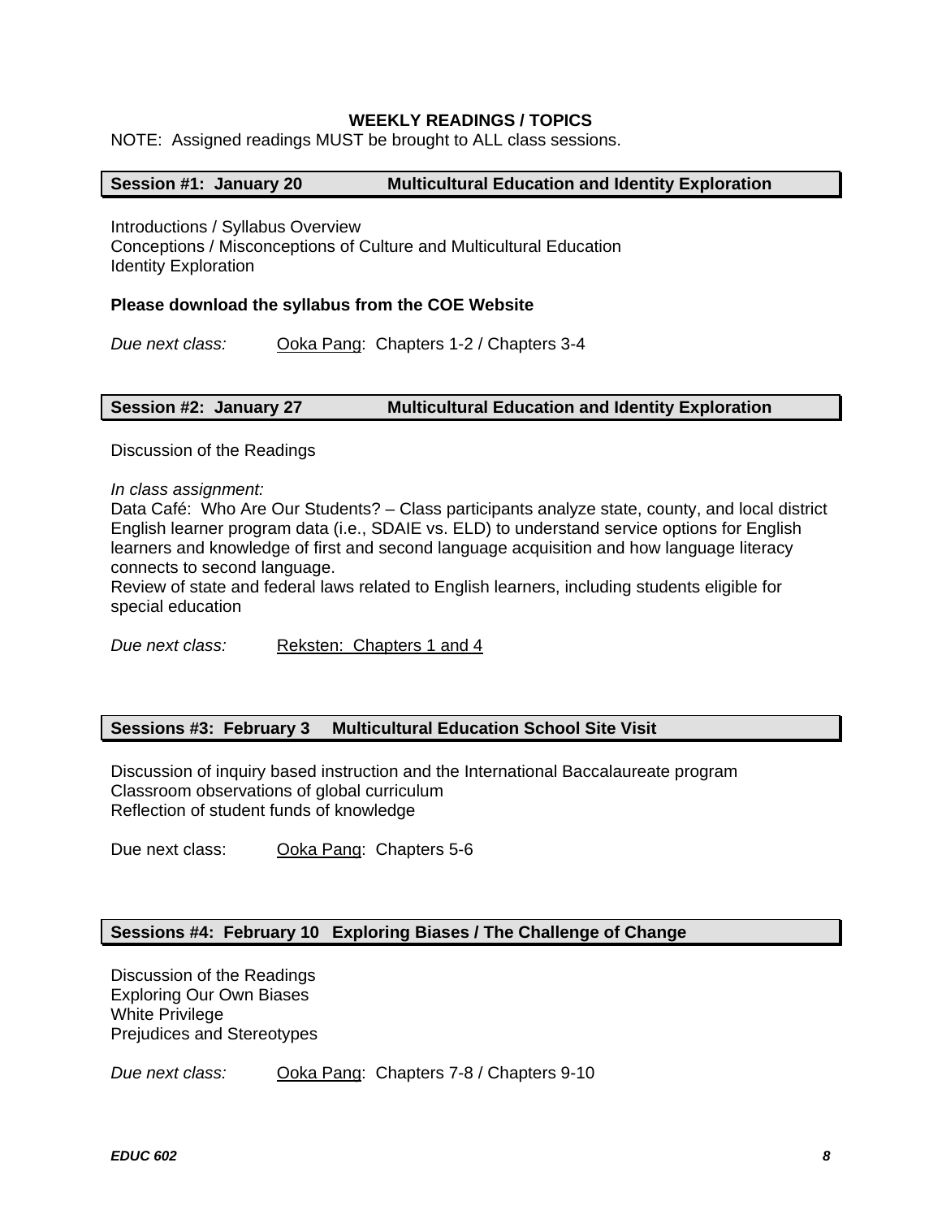## WEEKLY READINGS / TOPICS

NOTE: Assigned readings MUST be brought to ALL class sessions.

### Session #1: January 20 — Multicultural Education and Identity Exploration

Introductions / Syllabus Overview
Conceptions / Misconceptions of Culture and Multicultural Education
Identity Exploration

**Please download the syllabus from the COE Website**

*Due next class:* Ooka Pang: Chapters 1-2 / Chapters 3-4

### Session #2: January 27 — Multicultural Education and Identity Exploration

Discussion of the Readings

*In class assignment:*
Data Café: Who Are Our Students? – Class participants analyze state, county, and local district English learner program data (i.e., SDAIE vs. ELD) to understand service options for English learners and knowledge of first and second language acquisition and how language literacy connects to second language.
Review of state and federal laws related to English learners, including students eligible for special education

*Due next class:* Reksten: Chapters 1 and 4

### Sessions #3: February 3 — Multicultural Education School Site Visit

Discussion of inquiry based instruction and the International Baccalaureate program
Classroom observations of global curriculum
Reflection of student funds of knowledge

Due next class: Ooka Pang: Chapters 5-6

### Sessions #4: February 10 — Exploring Biases / The Challenge of Change

Discussion of the Readings
Exploring Our Own Biases
White Privilege
Prejudices and Stereotypes

*Due next class:* Ooka Pang: Chapters 7-8 / Chapters 9-10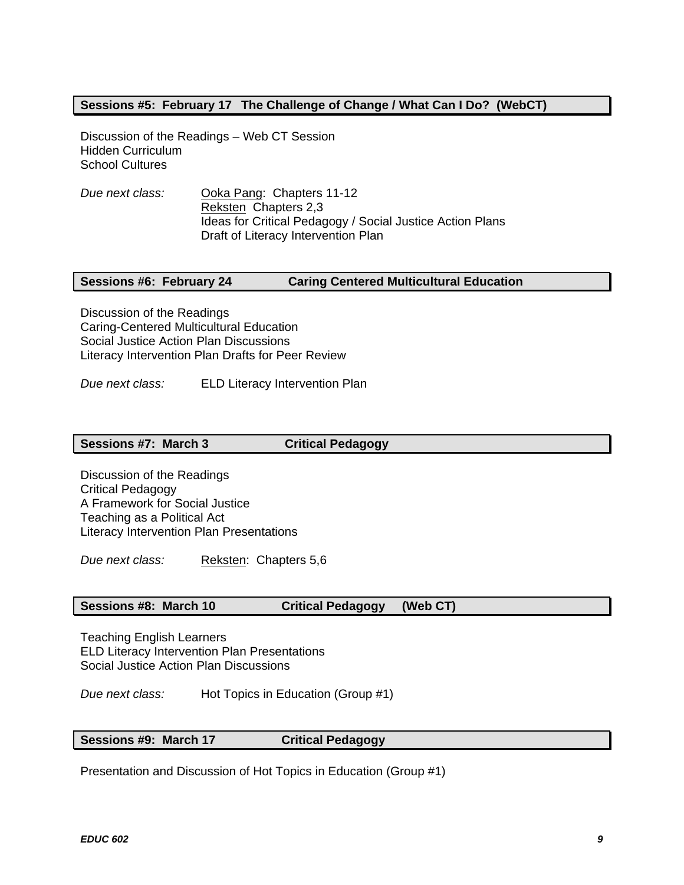### Sessions #5: February 17 The Challenge of Change / What Can I Do? (WebCT)

Discussion of the Readings – Web CT Session
Hidden Curriculum
School Cultures

*Due next class:* Ooka Pang: Chapters 11-12
Reksten Chapters 2,3
Ideas for Critical Pedagogy / Social Justice Action Plans
Draft of Literacy Intervention Plan

### Sessions #6: February 24 Caring Centered Multicultural Education

Discussion of the Readings
Caring-Centered Multicultural Education
Social Justice Action Plan Discussions
Literacy Intervention Plan Drafts for Peer Review

*Due next class:* ELD Literacy Intervention Plan

### Sessions #7: March 3 Critical Pedagogy

Discussion of the Readings
Critical Pedagogy
A Framework for Social Justice
Teaching as a Political Act
Literacy Intervention Plan Presentations

*Due next class:* Reksten: Chapters 5,6

### Sessions #8: March 10 Critical Pedagogy (Web CT)

Teaching English Learners
ELD Literacy Intervention Plan Presentations
Social Justice Action Plan Discussions

*Due next class:* Hot Topics in Education (Group #1)

### Sessions #9: March 17 Critical Pedagogy

Presentation and Discussion of Hot Topics in Education (Group #1)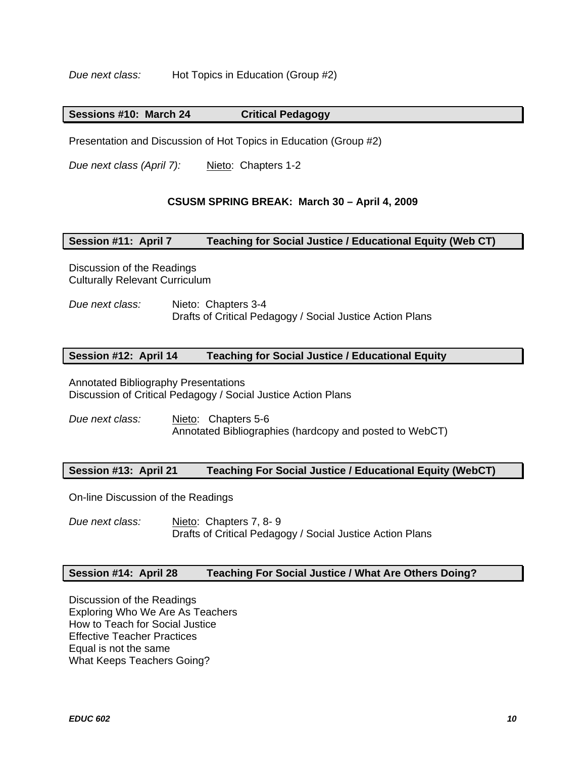*Due next class:* Hot Topics in Education (Group #2)

### Sessions #10: March 24 Critical Pedagogy

Presentation and Discussion of Hot Topics in Education (Group #2)

*Due next class (April 7):* Nieto: Chapters 1-2

**CSUSM SPRING BREAK: March 30 – April 4, 2009**

### Session #11: April 7 Teaching for Social Justice / Educational Equity (Web CT)

Discussion of the Readings
Culturally Relevant Curriculum

*Due next class:* Nieto: Chapters 3-4
Drafts of Critical Pedagogy / Social Justice Action Plans

### Session #12: April 14 Teaching for Social Justice / Educational Equity

Annotated Bibliography Presentations
Discussion of Critical Pedagogy / Social Justice Action Plans

*Due next class:* Nieto: Chapters 5-6
Annotated Bibliographies (hardcopy and posted to WebCT)

### Session #13: April 21 Teaching For Social Justice / Educational Equity (WebCT)

On-line Discussion of the Readings

*Due next class:* Nieto: Chapters 7, 8- 9
Drafts of Critical Pedagogy / Social Justice Action Plans

### Session #14: April 28 Teaching For Social Justice / What Are Others Doing?

Discussion of the Readings
Exploring Who We Are As Teachers
How to Teach for Social Justice
Effective Teacher Practices
Equal is not the same
What Keeps Teachers Going?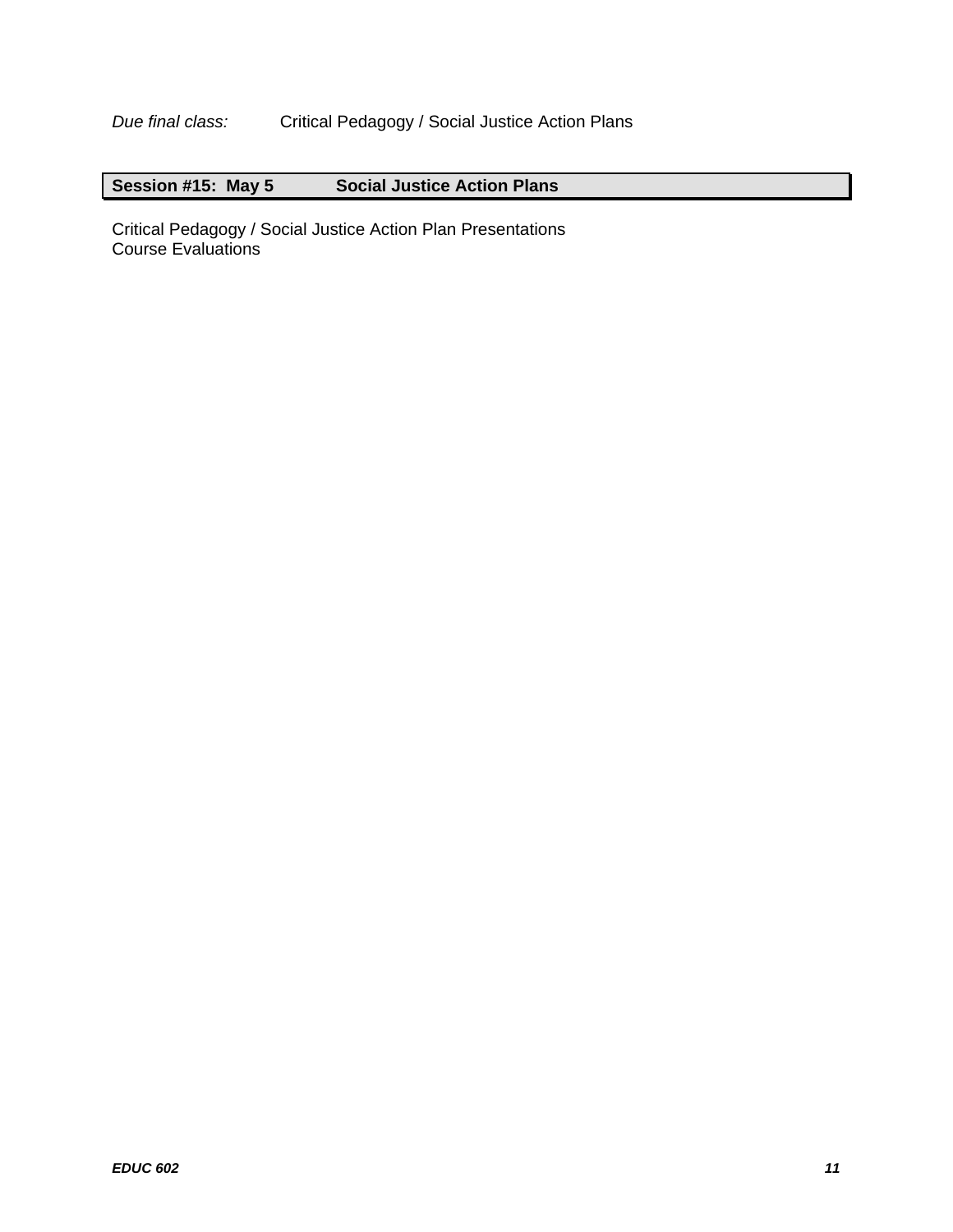*Due final class:* Critical Pedagogy / Social Justice Action Plans

## Session #15: May 5 Social Justice Action Plans

Critical Pedagogy / Social Justice Action Plan Presentations
Course Evaluations